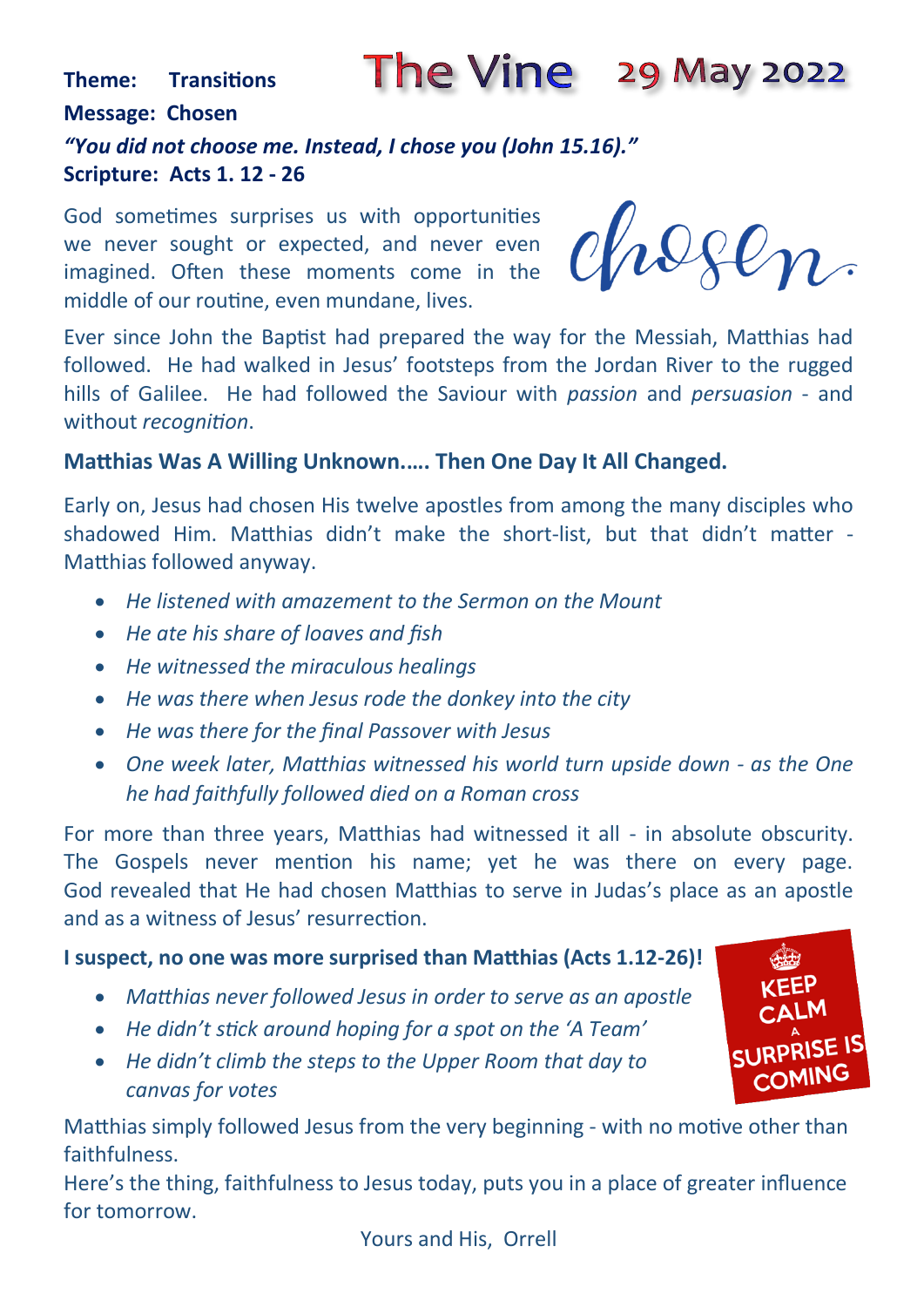**Theme: Transitions**

# The Vine 29 May 2022

**Message: Chosen**

***"You did not choose me. Instead, I chose you (John 15.16)."***

**Scripture: Acts 1. 12 - 26**

God sometimes surprises us with opportunities we never sought or expected, and never even imagined. Often these moments come in the middle of our routine, even mundane, lives.

chosen

Ever since John the Baptist had prepared the way for the Messiah, Matthias had followed. He had walked in Jesus' footsteps from the Jordan River to the rugged hills of Galilee. He had followed the Saviour with *passion* and *persuasion* - and without *recognition*.

**Matthias Was A Willing Unknown..... Then One Day It All Changed.**

Early on, Jesus had chosen His twelve apostles from among the many disciples who shadowed Him. Matthias didn't make the short-list, but that didn't matter - Matthias followed anyway.

- *He listened with amazement to the Sermon on the Mount*
- *He ate his share of loaves and fish*
- *He witnessed the miraculous healings*
- *He was there when Jesus rode the donkey into the city*
- *He was there for the final Passover with Jesus*
- *One week later, Matthias witnessed his world turn upside down - as the One he had faithfully followed died on a Roman cross*

For more than three years, Matthias had witnessed it all - in absolute obscurity. The Gospels never mention his name; yet he was there on every page. God revealed that He had chosen Matthias to serve in Judas's place as an apostle and as a witness of Jesus' resurrection.

**I suspect, no one was more surprised than Matthias (Acts 1.12-26)!**

KEEP CALM A SURPRISE IS COMING

- *Matthias never followed Jesus in order to serve as an apostle*
- *He didn't stick around hoping for a spot on the 'A Team'*
- *He didn't climb the steps to the Upper Room that day to canvas for votes*

Matthias simply followed Jesus from the very beginning - with no motive other than faithfulness.

Here's the thing, faithfulness to Jesus today, puts you in a place of greater influence for tomorrow.

Yours and His, Orrell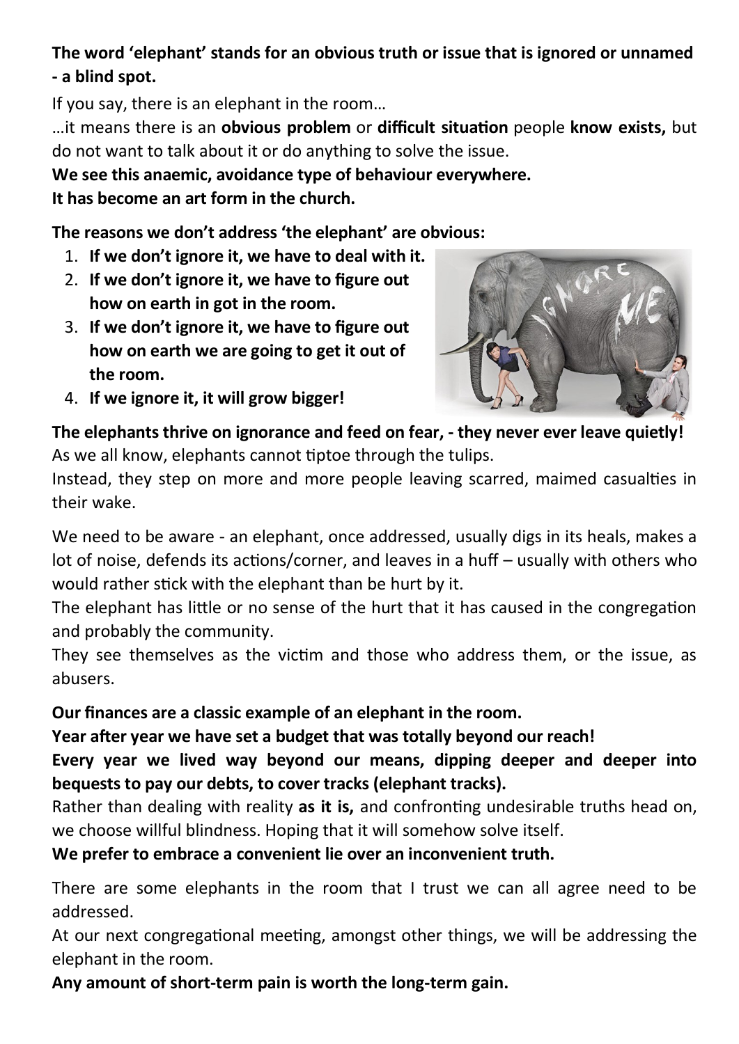**The word 'elephant' stands for an obvious truth or issue that is ignored or unnamed - a blind spot.**

If you say, there is an elephant in the room…

…it means there is an **obvious problem** or **difficult situation** people **know exists,** but do not want to talk about it or do anything to solve the issue.

**We see this anaemic, avoidance type of behaviour everywhere.**

**It has become an art form in the church.**

**The reasons we don't address 'the elephant' are obvious:**

1. **If we don't ignore it, we have to deal with it.**
2. **If we don't ignore it, we have to figure out how on earth in got in the room.**
3. **If we don't ignore it, we have to figure out how on earth we are going to get it out of the room.**
4. **If we ignore it, it will grow bigger!**

**The elephants thrive on ignorance and feed on fear, - they never ever leave quietly!**

As we all know, elephants cannot tiptoe through the tulips.

Instead, they step on more and more people leaving scarred, maimed casualties in their wake.

We need to be aware - an elephant, once addressed, usually digs in its heals, makes a lot of noise, defends its actions/corner, and leaves in a huff – usually with others who would rather stick with the elephant than be hurt by it.

The elephant has little or no sense of the hurt that it has caused in the congregation and probably the community.

They see themselves as the victim and those who address them, or the issue, as abusers.

**Our finances are a classic example of an elephant in the room.**

**Year after year we have set a budget that was totally beyond our reach!**

**Every year we lived way beyond our means, dipping deeper and deeper into bequests to pay our debts, to cover tracks (elephant tracks).**

Rather than dealing with reality **as it is,** and confronting undesirable truths head on, we choose willful blindness. Hoping that it will somehow solve itself.

**We prefer to embrace a convenient lie over an inconvenient truth.**

There are some elephants in the room that I trust we can all agree need to be addressed.

At our next congregational meeting, amongst other things, we will be addressing the elephant in the room.

**Any amount of short-term pain is worth the long-term gain.**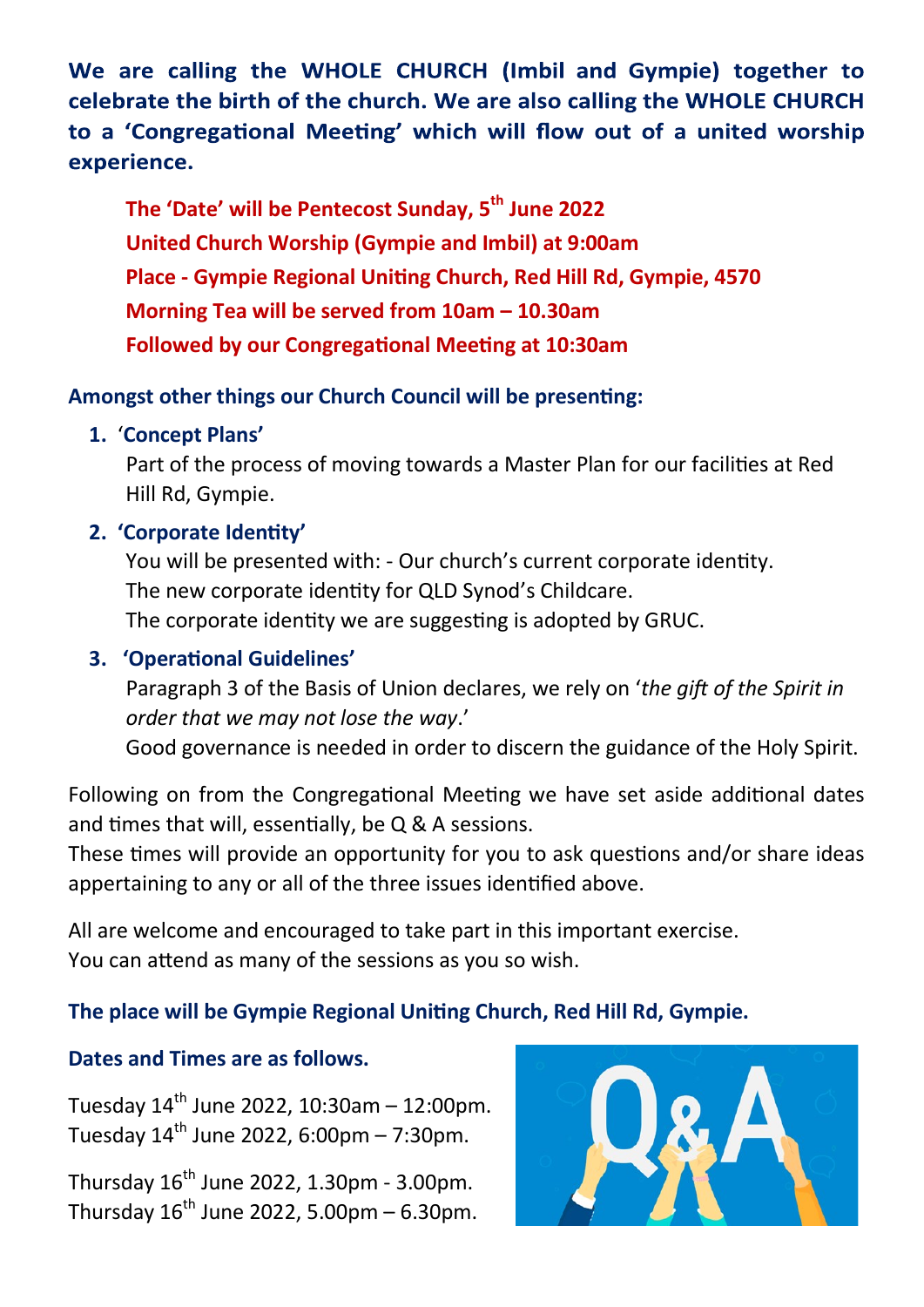**We are calling the WHOLE CHURCH (Imbil and Gympie) together to celebrate the birth of the church. We are also calling the WHOLE CHURCH to a 'Congregational Meeting' which will flow out of a united worship experience.**

**The 'Date' will be Pentecost Sunday, 5th June 2022**
**United Church Worship (Gympie and Imbil) at 9:00am**
**Place - Gympie Regional Uniting Church, Red Hill Rd, Gympie, 4570**
**Morning Tea will be served from 10am – 10.30am**
**Followed by our Congregational Meeting at 10:30am**

**Amongst other things our Church Council will be presenting:**

1. **'Concept Plans'**
   Part of the process of moving towards a Master Plan for our facilities at Red Hill Rd, Gympie.
2. **'Corporate Identity'**
   You will be presented with: - Our church's current corporate identity.
   The new corporate identity for QLD Synod's Childcare.
   The corporate identity we are suggesting is adopted by GRUC.
3. **'Operational Guidelines'**
   Paragraph 3 of the Basis of Union declares, we rely on '*the gift of the Spirit in order that we may not lose the way*.'
   Good governance is needed in order to discern the guidance of the Holy Spirit.

Following on from the Congregational Meeting we have set aside additional dates and times that will, essentially, be Q & A sessions.
These times will provide an opportunity for you to ask questions and/or share ideas appertaining to any or all of the three issues identified above.

All are welcome and encouraged to take part in this important exercise.
You can attend as many of the sessions as you so wish.

**The place will be Gympie Regional Uniting Church, Red Hill Rd, Gympie.**

**Dates and Times are as follows.**

Tuesday 14th June 2022, 10:30am – 12:00pm.
Tuesday 14th June 2022, 6:00pm – 7:30pm.

Thursday 16th June 2022, 1.30pm - 3.00pm.
Thursday 16th June 2022, 5.00pm – 6.30pm.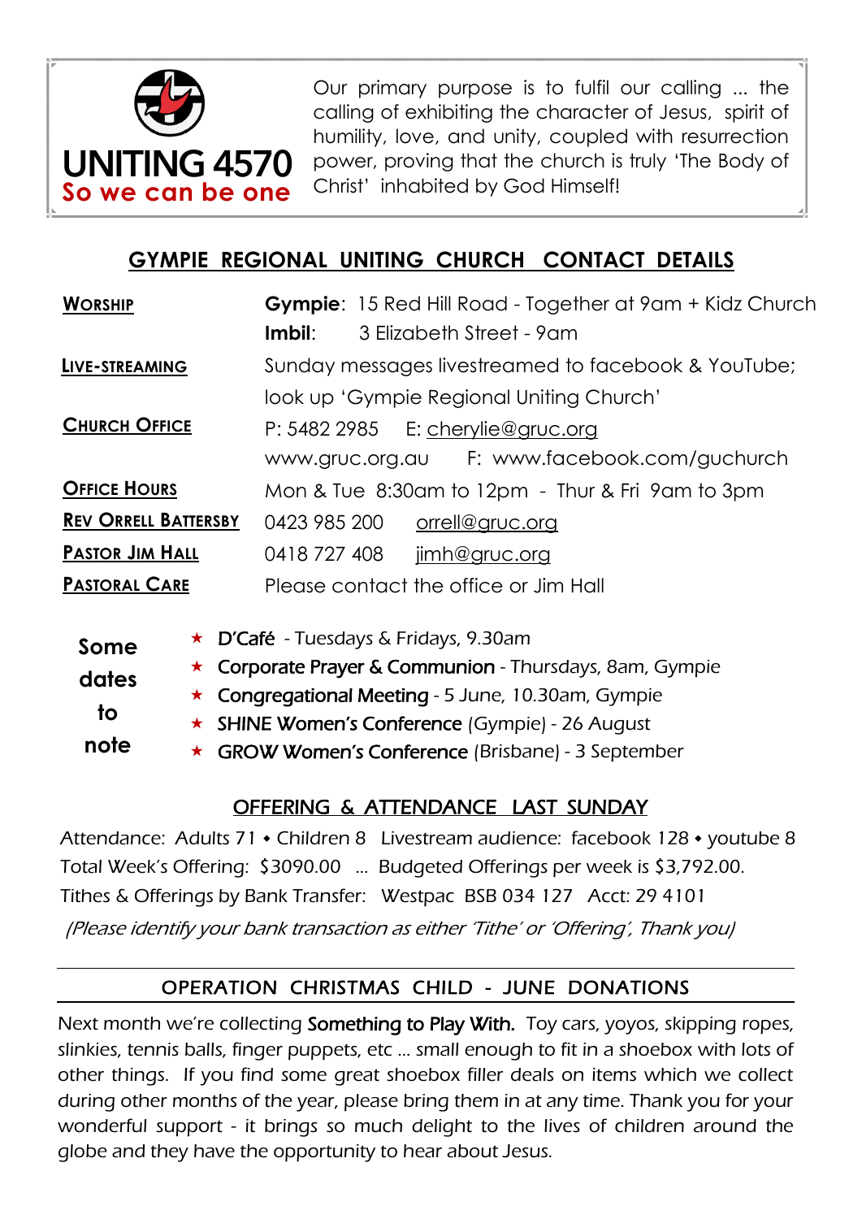**UNITING 4570**

**So we can be one**

Our primary purpose is to fulfil our calling ... the calling of exhibiting the character of Jesus, spirit of humility, love, and unity, coupled with resurrection power, proving that the church is truly 'The Body of Christ' inhabited by God Himself!

## GYMPIE REGIONAL UNITING CHURCH CONTACT DETAILS

| | |
|---|---|
| **WORSHIP** | **Gympie**: 15 Red Hill Road - Together at 9am + Kidz Church<br>**Imbil**: 3 Elizabeth Street - 9am |
| **LIVE-STREAMING** | Sunday messages livestreamed to facebook & YouTube; look up 'Gympie Regional Uniting Church' |
| **CHURCH OFFICE** | P: 5482 2985 E: cherylie@gruc.org<br>www.gruc.org.au F: www.facebook.com/guchurch |
| **OFFICE HOURS** | Mon & Tue 8:30am to 12pm - Thur & Fri 9am to 3pm |
| **REV ORRELL BATTERSBY** | 0423 985 200 orrell@gruc.org |
| **PASTOR JIM HALL** | 0418 727 408 jimh@gruc.org |
| **PASTORAL CARE** | Please contact the office or Jim Hall |

**Some dates to note**

- D'Café - Tuesdays & Fridays, 9.30am
- Corporate Prayer & Communion - Thursdays, 8am, Gympie
- Congregational Meeting - 5 June, 10.30am, Gympie
- SHINE Women's Conference (Gympie) - 26 August
- GROW Women's Conference (Brisbane) - 3 September

## OFFERING & ATTENDANCE LAST SUNDAY

Attendance: Adults 71 • Children 8 Livestream audience: facebook 128 • youtube 8

Total Week's Offering: $3090.00 ... Budgeted Offerings per week is $3,792.00.

Tithes & Offerings by Bank Transfer: Westpac BSB 034 127 Acct: 29 4101

*(Please identify your bank transaction as either 'Tithe' or 'Offering', Thank you)*

## OPERATION CHRISTMAS CHILD - JUNE DONATIONS

Next month we're collecting **Something to Play With.** Toy cars, yoyos, skipping ropes, slinkies, tennis balls, finger puppets, etc ... small enough to fit in a shoebox with lots of other things. If you find some great shoebox filler deals on items which we collect during other months of the year, please bring them in at any time. Thank you for your wonderful support - it brings so much delight to the lives of children around the globe and they have the opportunity to hear about Jesus.